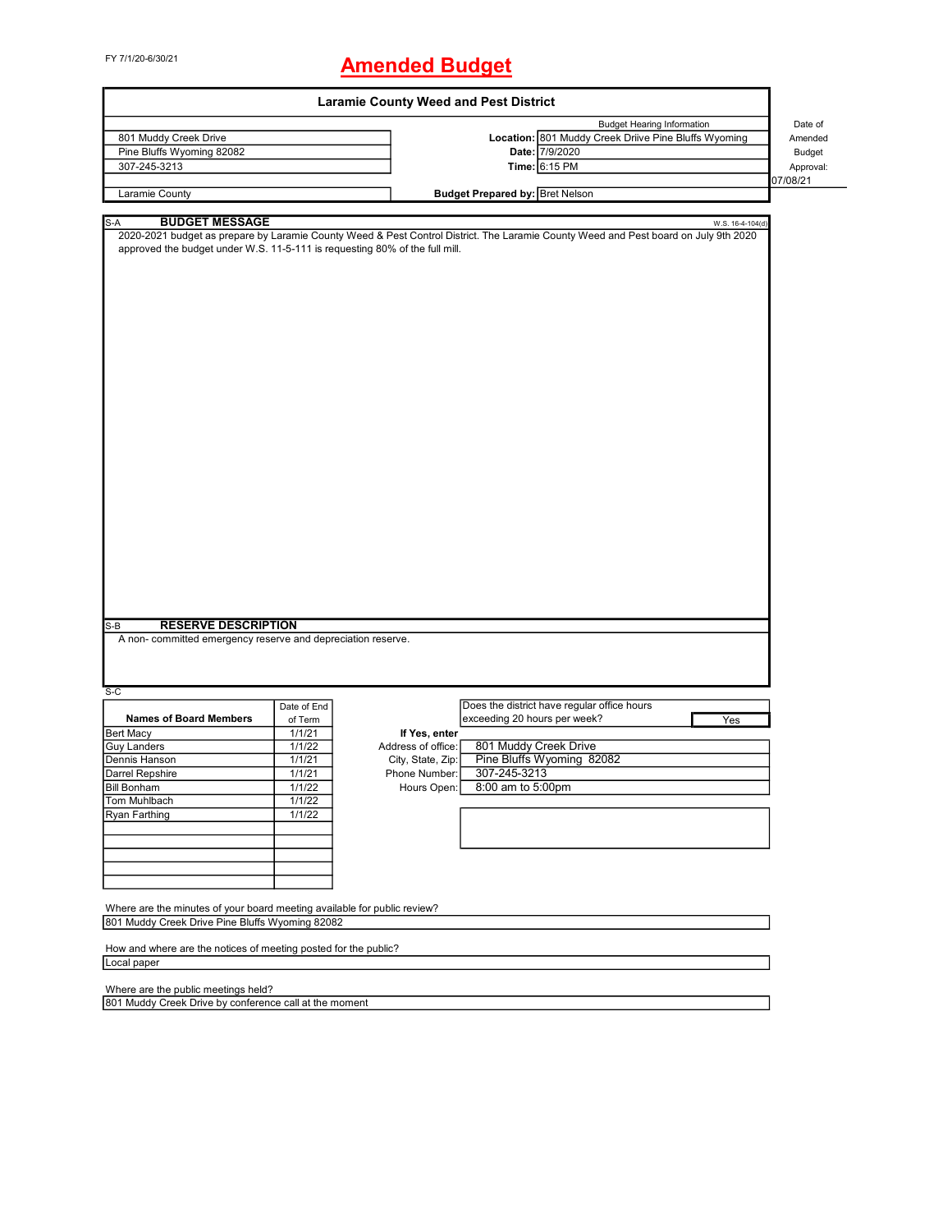FY 7/1/20-6/30/21

# Amended Budget

## Laramie County Weed and Pest District

| | Budget Hearing Information | |
|---|---|---|
| 801 Muddy Creek Drive | **Location:** | 801 Muddy Creek Driive Pine Bluffs Wyoming |
| Pine Bluffs Wyoming 82082 | **Date:** | 7/9/2020 |
| 307-245-3213 | **Time:** | 6:15 PM |
| Laramie County | **Budget Prepared by:** | Bret Nelson |

Date of Amended Budget Approval: 07/08/21

### S-A BUDGET MESSAGE

W.S. 16-4-104(d)

2020-2021 budget as prepare by Laramie County Weed & Pest Control District. The Laramie County Weed and Pest board on July 9th 2020 approved the budget under W.S. 11-5-111 is requesting 80% of the full mill.

### S-B RESERVE DESCRIPTION

A non- committed emergency reserve and depreciation reserve.

### S-C

| Names of Board Members | Date of End of Term |
|---|---|
| Bert Macy | 1/1/21 |
| Guy Landers | 1/1/22 |
| Dennis Hanson | 1/1/21 |
| Darrel Repshire | 1/1/21 |
| Bill Bonham | 1/1/22 |
| Tom Muhlbach | 1/1/22 |
| Ryan Farthing | 1/1/22 |

Does the district have regular office hours exceeding 20 hours per week? Yes

**If Yes, enter**

| | |
|---|---|
| Address of office: | 801 Muddy Creek Drive |
| City, State, Zip: | Pine Bluffs Wyoming 82082 |
| Phone Number: | 307-245-3213 |
| Hours Open: | 8:00 am to 5:00pm |

Where are the minutes of your board meeting available for public review?

801 Muddy Creek Drive Pine Bluffs Wyoming 82082

How and where are the notices of meeting posted for the public?

Local paper

Where are the public meetings held?

801 Muddy Creek Drive by conference call at the moment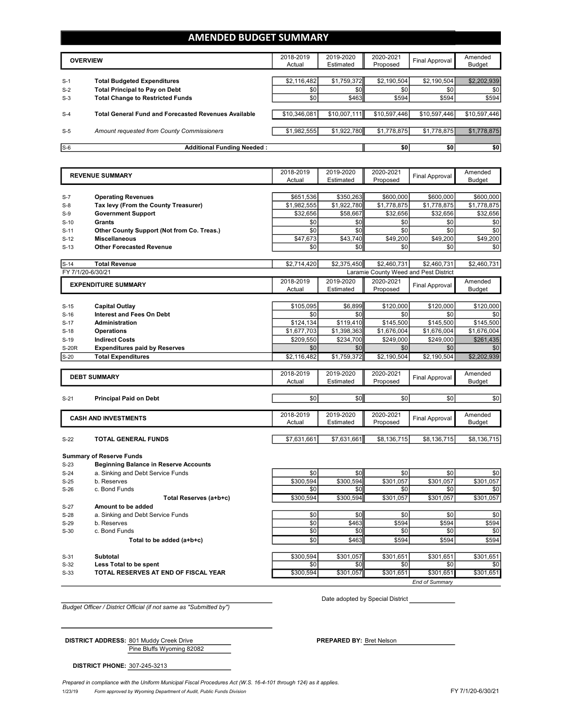# AMENDED BUDGET SUMMARY

| | OVERVIEW | 2018-2019 Actual | 2019-2020 Estimated | 2020-2021 Proposed | Final Approval | Amended Budget |
|---|---|---|---|---|---|---|
| S-1 | **Total Budgeted Expenditures** | $2,116,482 | $1,759,372 | $2,190,504 | $2,190,504 | $2,202,939 |
| S-2 | **Total Principal to Pay on Debt** | $0 | $0 | $0 | $0 | $0 |
| S-3 | **Total Change to Restricted Funds** | $0 | $463 | $594 | $594 | $594 |
| S-4 | **Total General Fund and Forecasted Revenues Available** | $10,346,081 | $10,007,111 | $10,597,446 | $10,597,446 | $10,597,446 |
| S-5 | *Amount requested from County Commissioners* | $1,982,555 | $1,922,780 | $1,778,875 | $1,778,875 | $1,778,875 |
| S-6 | **Additional Funding Needed :** | | | $0 | $0 | $0 |

| | REVENUE SUMMARY | 2018-2019 Actual | 2019-2020 Estimated | 2020-2021 Proposed | Final Approval | Amended Budget |
|---|---|---|---|---|---|---|
| S-7 | **Operating Revenues** | $651,536 | $350,263 | $600,000 | $600,000 | $600,000 |
| S-8 | **Tax levy (From the County Treasurer)** | $1,982,555 | $1,922,780 | $1,778,875 | $1,778,875 | $1,778,875 |
| S-9 | **Government Support** | $32,656 | $58,667 | $32,656 | $32,656 | $32,656 |
| S-10 | **Grants** | $0 | $0 | $0 | $0 | $0 |
| S-11 | **Other County Support (Not from Co. Treas.)** | $0 | $0 | $0 | $0 | $0 |
| S-12 | **Miscellaneous** | $47,673 | $43,740 | $49,200 | $49,200 | $49,200 |
| S-13 | **Other Forecasted Revenue** | $0 | $0 | $0 | $0 | $0 |
| S-14 | **Total Revenue** | $2,714,420 | $2,375,450 | $2,460,731 | $2,460,731 | $2,460,731 |

FY 7/1/20-6/30/21 — Laramie County Weed and Pest District

| | EXPENDITURE SUMMARY | 2018-2019 Actual | 2019-2020 Estimated | 2020-2021 Proposed | Final Approval | Amended Budget |
|---|---|---|---|---|---|---|
| S-15 | **Capital Outlay** | $105,095 | $6,899 | $120,000 | $120,000 | $120,000 |
| S-16 | **Interest and Fees On Debt** | $0 | $0 | $0 | $0 | $0 |
| S-17 | **Administration** | $124,134 | $119,410 | $145,500 | $145,500 | $145,500 |
| S-18 | **Operations** | $1,677,703 | $1,398,363 | $1,676,004 | $1,676,004 | $1,676,004 |
| S-19 | **Indirect Costs** | $209,550 | $234,700 | $249,000 | $249,000 | $261,435 |
| S-20R | **Expenditures paid by Reserves** | $0 | $0 | $0 | $0 | $0 |
| S-20 | **Total Expenditures** | $2,116,482 | $1,759,372 | $2,190,504 | $2,190,504 | $2,202,939 |

| | DEBT SUMMARY | 2018-2019 Actual | 2019-2020 Estimated | 2020-2021 Proposed | Final Approval | Amended Budget |
|---|---|---|---|---|---|---|
| S-21 | **Principal Paid on Debt** | $0 | $0 | $0 | $0 | $0 |

| | CASH AND INVESTMENTS | 2018-2019 Actual | 2019-2020 Estimated | 2020-2021 Proposed | Final Approval | Amended Budget |
|---|---|---|---|---|---|---|
| S-22 | **TOTAL GENERAL FUNDS** | $7,631,661 | $7,631,661 | $8,136,715 | $8,136,715 | $8,136,715 |
| | **Summary of Reserve Funds** | | | | | |
| S-23 | **Beginning Balance in Reserve Accounts** | | | | | |
| S-24 | a. Sinking and Debt Service Funds | $0 | $0 | $0 | $0 | $0 |
| S-25 | b. Reserves | $300,594 | $300,594 | $301,057 | $301,057 | $301,057 |
| S-26 | c. Bond Funds | $0 | $0 | $0 | $0 | $0 |
| | **Total Reserves (a+b+c)** | $300,594 | $300,594 | $301,057 | $301,057 | $301,057 |
| S-27 | **Amount to be added** | | | | | |
| S-28 | a. Sinking and Debt Service Funds | $0 | $0 | $0 | $0 | $0 |
| S-29 | b. Reserves | $0 | $463 | $594 | $594 | $594 |
| S-30 | c. Bond Funds | $0 | $0 | $0 | $0 | $0 |
| | **Total to be added (a+b+c)** | $0 | $463 | $594 | $594 | $594 |
| S-31 | **Subtotal** | $300,594 | $301,057 | $301,651 | $301,651 | $301,651 |
| S-32 | **Less Total to be spent** | $0 | $0 | $0 | $0 | $0 |
| S-33 | **TOTAL RESERVES AT END OF FISCAL YEAR** | $300,594 | $301,057 | $301,651 | $301,651 | $301,651 |

*End of Summary*

*Budget Officer / District Official (if not same as "Submitted by")*

Date adopted by Special District ____________

**DISTRICT ADDRESS:** 801 Muddy Creek Drive
Pine Bluffs Wyoming 82082

**PREPARED BY:** Bret Nelson

**DISTRICT PHONE:** 307-245-3213

*Prepared in compliance with the Uniform Municipal Fiscal Procedures Act (W.S. 16-4-101 through 124) as it applies.*

1/23/19 *Form approved by Wyoming Department of Audit, Public Funds Division* FY 7/1/20-6/30/21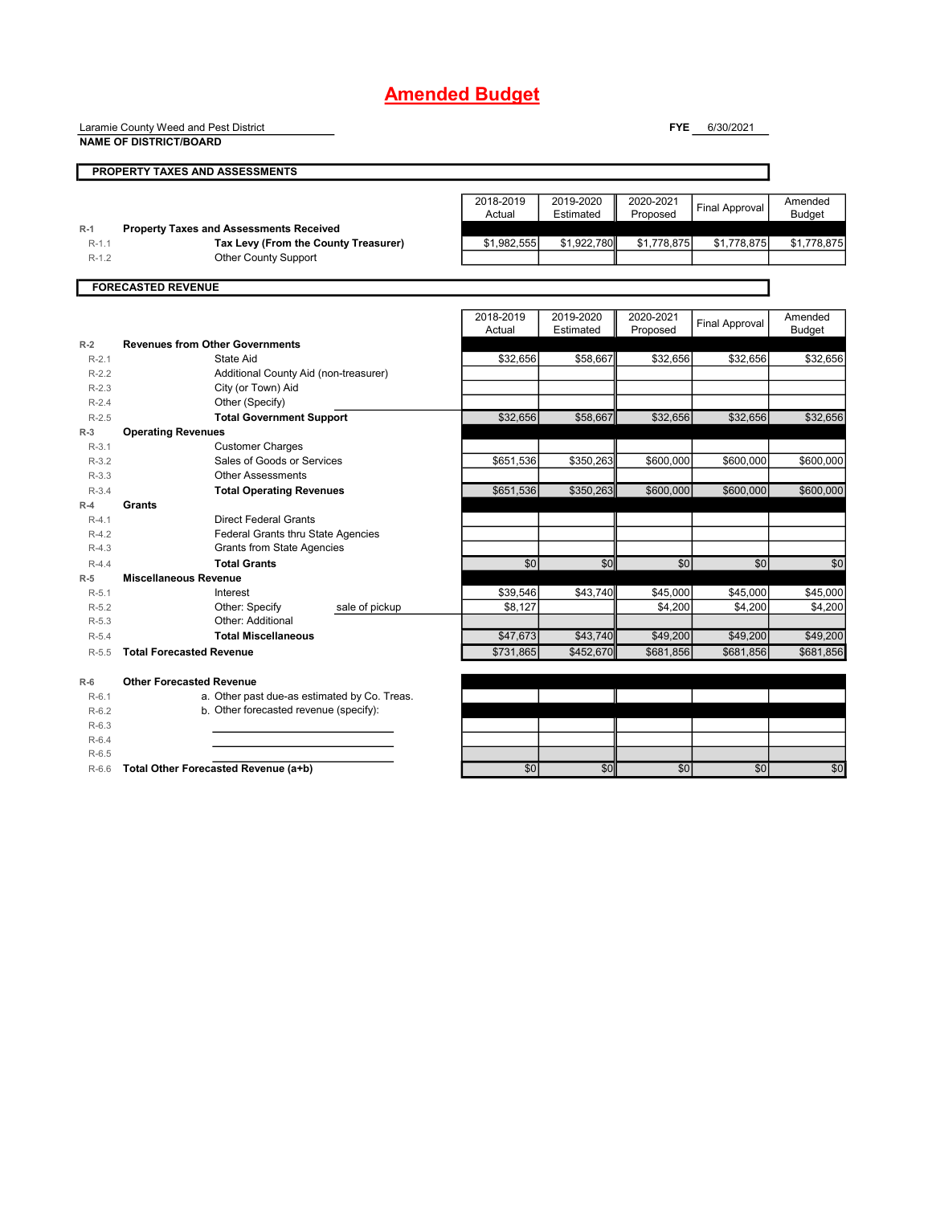# Amended Budget

Laramie County Weed and Pest District
**NAME OF DISTRICT/BOARD**

**FYE** 6/30/2021

## PROPERTY TAXES AND ASSESSMENTS

| | | 2018-2019 Actual | 2019-2020 Estimated | 2020-2021 Proposed | Final Approval | Amended Budget |
|---|---|---|---|---|---|---|
| R-1 | **Property Taxes and Assessments Received** | | | | | |
| R-1.1 | **Tax Levy (From the County Treasurer)** | $1,982,555 | $1,922,780 | $1,778,875 | $1,778,875 | $1,778,875 |
| R-1.2 | Other County Support | | | | | |

## FORECASTED REVENUE

| | | 2018-2019 Actual | 2019-2020 Estimated | 2020-2021 Proposed | Final Approval | Amended Budget |
|---|---|---|---|---|---|---|
| R-2 | **Revenues from Other Governments** | | | | | |
| R-2.1 | State Aid | $32,656 | $58,667 | $32,656 | $32,656 | $32,656 |
| R-2.2 | Additional County Aid (non-treasurer) | | | | | |
| R-2.3 | City (or Town) Aid | | | | | |
| R-2.4 | Other (Specify) | | | | | |
| R-2.5 | **Total Government Support** | $32,656 | $58,667 | $32,656 | $32,656 | $32,656 |
| R-3 | **Operating Revenues** | | | | | |
| R-3.1 | Customer Charges | | | | | |
| R-3.2 | Sales of Goods or Services | $651,536 | $350,263 | $600,000 | $600,000 | $600,000 |
| R-3.3 | Other Assessments | | | | | |
| R-3.4 | **Total Operating Revenues** | $651,536 | $350,263 | $600,000 | $600,000 | $600,000 |
| R-4 | **Grants** | | | | | |
| R-4.1 | Direct Federal Grants | | | | | |
| R-4.2 | Federal Grants thru State Agencies | | | | | |
| R-4.3 | Grants from State Agencies | | | | | |
| R-4.4 | **Total Grants** | $0 | $0 | $0 | $0 | $0 |
| R-5 | **Miscellaneous Revenue** | | | | | |
| R-5.1 | Interest | $39,546 | $43,740 | $45,000 | $45,000 | $45,000 |
| R-5.2 | Other: Specify — sale of pickup | $8,127 | | $4,200 | $4,200 | $4,200 |
| R-5.3 | Other: Additional | | | | | |
| R-5.4 | **Total Miscellaneous** | $47,673 | $43,740 | $49,200 | $49,200 | $49,200 |
| R-5.5 | **Total Forecasted Revenue** | $731,865 | $452,670 | $681,856 | $681,856 | $681,856 |
| R-6 | **Other Forecasted Revenue** | | | | | |
| R-6.1 | a. Other past due-as estimated by Co. Treas. | | | | | |
| R-6.2 | b. Other forecasted revenue (specify): | | | | | |
| R-6.3 | | | | | | |
| R-6.4 | | | | | | |
| R-6.5 | | | | | | |
| R-6.6 | **Total Other Forecasted Revenue (a+b)** | $0 | $0 | $0 | $0 | $0 |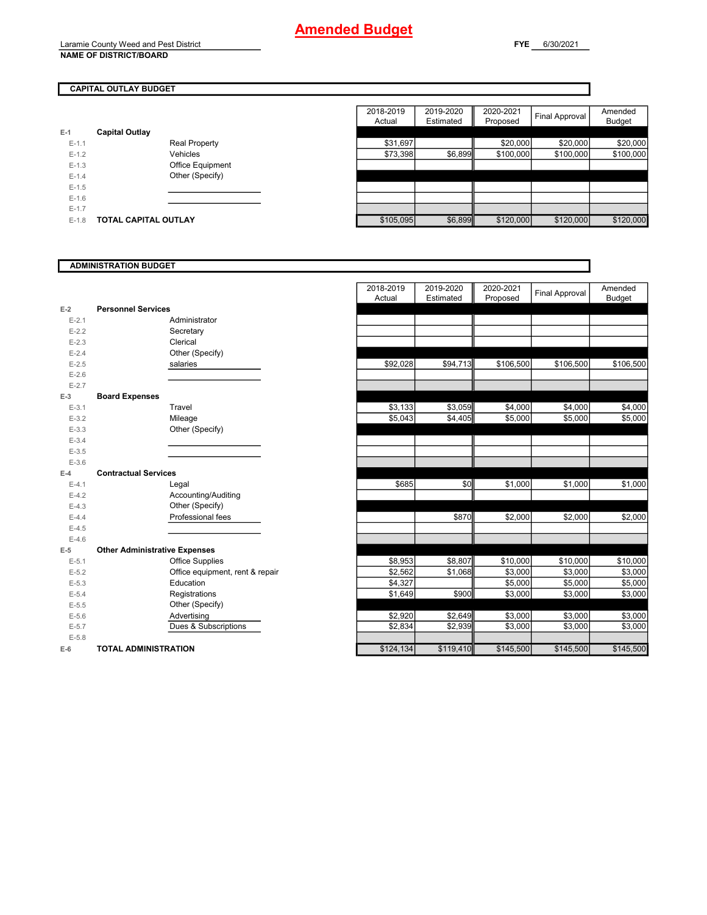# Amended Budget

Laramie County Weed and Pest District
**NAME OF DISTRICT/BOARD**

**FYE** 6/30/2021

## CAPITAL OUTLAY BUDGET

| | | | 2018-2019 Actual | 2019-2020 Estimated | 2020-2021 Proposed | Final Approval | Amended Budget |
|---|---|---|---|---|---|---|---|
| E-1 | **Capital Outlay** | | | | | | |
| E-1.1 | | Real Property | $31,697 | | $20,000 | $20,000 | $20,000 |
| E-1.2 | | Vehicles | $73,398 | $6,899 | $100,000 | $100,000 | $100,000 |
| E-1.3 | | Office Equipment | | | | | |
| E-1.4 | | Other (Specify) | | | | | |
| E-1.5 | | | | | | | |
| E-1.6 | | | | | | | |
| E-1.7 | | | | | | | |
| E-1.8 | **TOTAL CAPITAL OUTLAY** | | $105,095 | $6,899 | $120,000 | $120,000 | $120,000 |

## ADMINISTRATION BUDGET

| | | | 2018-2019 Actual | 2019-2020 Estimated | 2020-2021 Proposed | Final Approval | Amended Budget |
|---|---|---|---|---|---|---|---|
| E-2 | **Personnel Services** | | | | | | |
| E-2.1 | | Administrator | | | | | |
| E-2.2 | | Secretary | | | | | |
| E-2.3 | | Clerical | | | | | |
| E-2.4 | | Other (Specify) | | | | | |
| E-2.5 | | salaries | $92,028 | $94,713 | $106,500 | $106,500 | $106,500 |
| E-2.6 | | | | | | | |
| E-2.7 | | | | | | | |
| E-3 | **Board Expenses** | | | | | | |
| E-3.1 | | Travel | $3,133 | $3,059 | $4,000 | $4,000 | $4,000 |
| E-3.2 | | Mileage | $5,043 | $4,405 | $5,000 | $5,000 | $5,000 |
| E-3.3 | | Other (Specify) | | | | | |
| E-3.4 | | | | | | | |
| E-3.5 | | | | | | | |
| E-3.6 | | | | | | | |
| E-4 | **Contractual Services** | | | | | | |
| E-4.1 | | Legal | $685 | $0 | $1,000 | $1,000 | $1,000 |
| E-4.2 | | Accounting/Auditing | | | | | |
| E-4.3 | | Other (Specify) | | | | | |
| E-4.4 | | Professional fees | | $870 | $2,000 | $2,000 | $2,000 |
| E-4.5 | | | | | | | |
| E-4.6 | | | | | | | |
| E-5 | **Other Administrative Expenses** | | | | | | |
| E-5.1 | | Office Supplies | $8,953 | $8,807 | $10,000 | $10,000 | $10,000 |
| E-5.2 | | Office equipment, rent & repair | $2,562 | $1,068 | $3,000 | $3,000 | $3,000 |
| E-5.3 | | Education | $4,327 | | $5,000 | $5,000 | $5,000 |
| E-5.4 | | Registrations | $1,649 | $900 | $3,000 | $3,000 | $3,000 |
| E-5.5 | | Other (Specify) | | | | | |
| E-5.6 | | Advertising | $2,920 | $2,649 | $3,000 | $3,000 | $3,000 |
| E-5.7 | | Dues & Subscriptions | $2,834 | $2,939 | $3,000 | $3,000 | $3,000 |
| E-5.8 | | | | | | | |
| E-6 | **TOTAL ADMINISTRATION** | | $124,134 | $119,410 | $145,500 | $145,500 | $145,500 |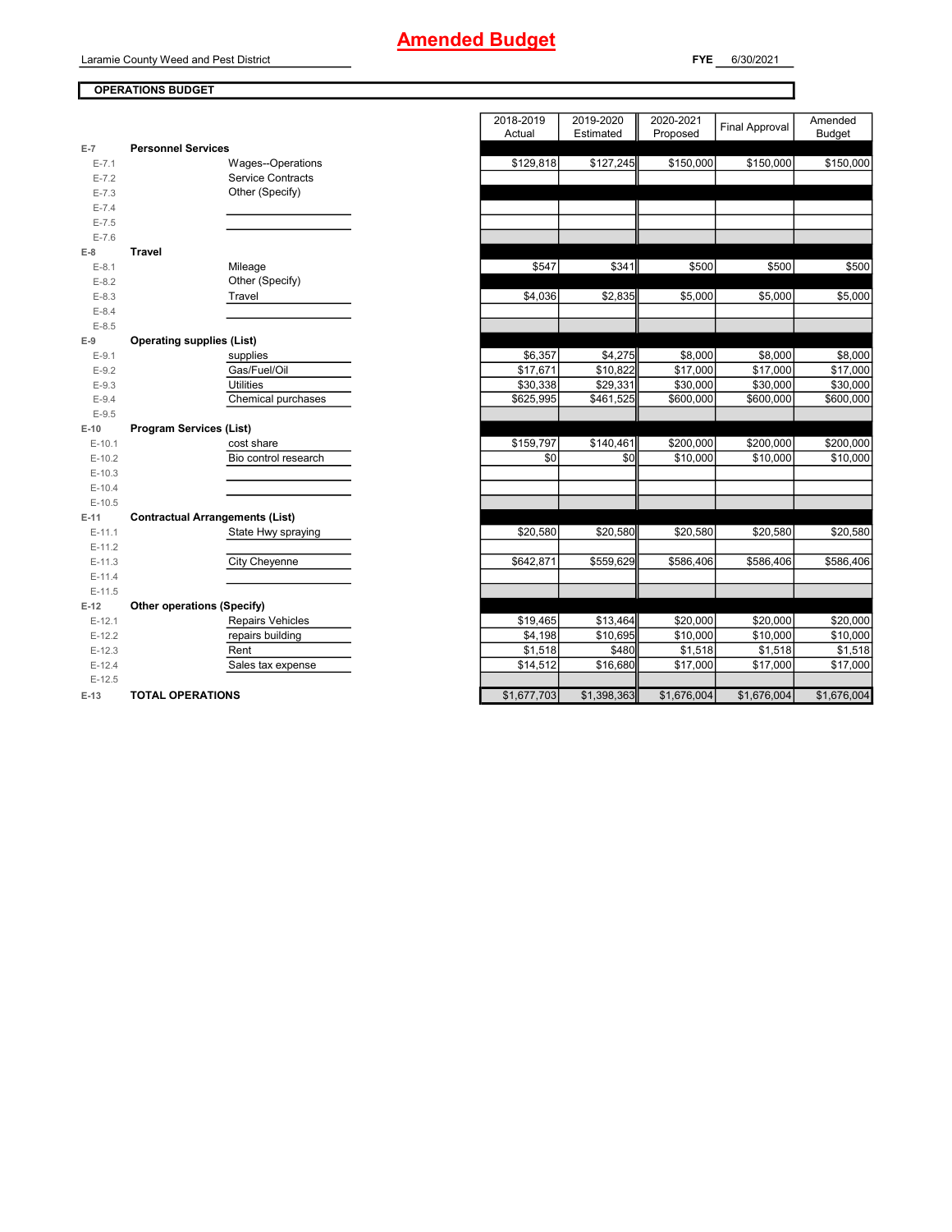# Amended Budget

Laramie County Weed and Pest District

**FYE** 6/30/2021

**OPERATIONS BUDGET**

| | | | 2018-2019 Actual | 2019-2020 Estimated | 2020-2021 Proposed | Final Approval | Amended Budget |
|---|---|---|---|---|---|---|---|
| **E-7** | **Personnel Services** | | | | | | |
| E-7.1 | | Wages--Operations | $129,818 | $127,245 | $150,000 | $150,000 | $150,000 |
| E-7.2 | | Service Contracts | | | | | |
| E-7.3 | | Other (Specify) | | | | | |
| E-7.4 | | | | | | | |
| E-7.5 | | | | | | | |
| E-7.6 | | | | | | | |
| **E-8** | **Travel** | | | | | | |
| E-8.1 | | Mileage | $547 | $341 | $500 | $500 | $500 |
| E-8.2 | | Other (Specify) | | | | | |
| E-8.3 | | Travel | $4,036 | $2,835 | $5,000 | $5,000 | $5,000 |
| E-8.4 | | | | | | | |
| E-8.5 | | | | | | | |
| **E-9** | **Operating supplies (List)** | | | | | | |
| E-9.1 | | supplies | $6,357 | $4,275 | $8,000 | $8,000 | $8,000 |
| E-9.2 | | Gas/Fuel/Oil | $17,671 | $10,822 | $17,000 | $17,000 | $17,000 |
| E-9.3 | | Utilities | $30,338 | $29,331 | $30,000 | $30,000 | $30,000 |
| E-9.4 | | Chemical purchases | $625,995 | $461,525 | $600,000 | $600,000 | $600,000 |
| E-9.5 | | | | | | | |
| **E-10** | **Program Services (List)** | | | | | | |
| E-10.1 | | cost share | $159,797 | $140,461 | $200,000 | $200,000 | $200,000 |
| E-10.2 | | Bio control research | $0 | $0 | $10,000 | $10,000 | $10,000 |
| E-10.3 | | | | | | | |
| E-10.4 | | | | | | | |
| E-10.5 | | | | | | | |
| **E-11** | **Contractual Arrangements (List)** | | | | | | |
| E-11.1 | | State Hwy spraying | $20,580 | $20,580 | $20,580 | $20,580 | $20,580 |
| E-11.2 | | | | | | | |
| E-11.3 | | City Cheyenne | $642,871 | $559,629 | $586,406 | $586,406 | $586,406 |
| E-11.4 | | | | | | | |
| E-11.5 | | | | | | | |
| **E-12** | **Other operations (Specify)** | | | | | | |
| E-12.1 | | Repairs Vehicles | $19,465 | $13,464 | $20,000 | $20,000 | $20,000 |
| E-12.2 | | repairs building | $4,198 | $10,695 | $10,000 | $10,000 | $10,000 |
| E-12.3 | | Rent | $1,518 | $480 | $1,518 | $1,518 | $1,518 |
| E-12.4 | | Sales tax expense | $14,512 | $16,680 | $17,000 | $17,000 | $17,000 |
| E-12.5 | | | | | | | |
| **E-13** | **TOTAL OPERATIONS** | | $1,677,703 | $1,398,363 | $1,676,004 | $1,676,004 | $1,676,004 |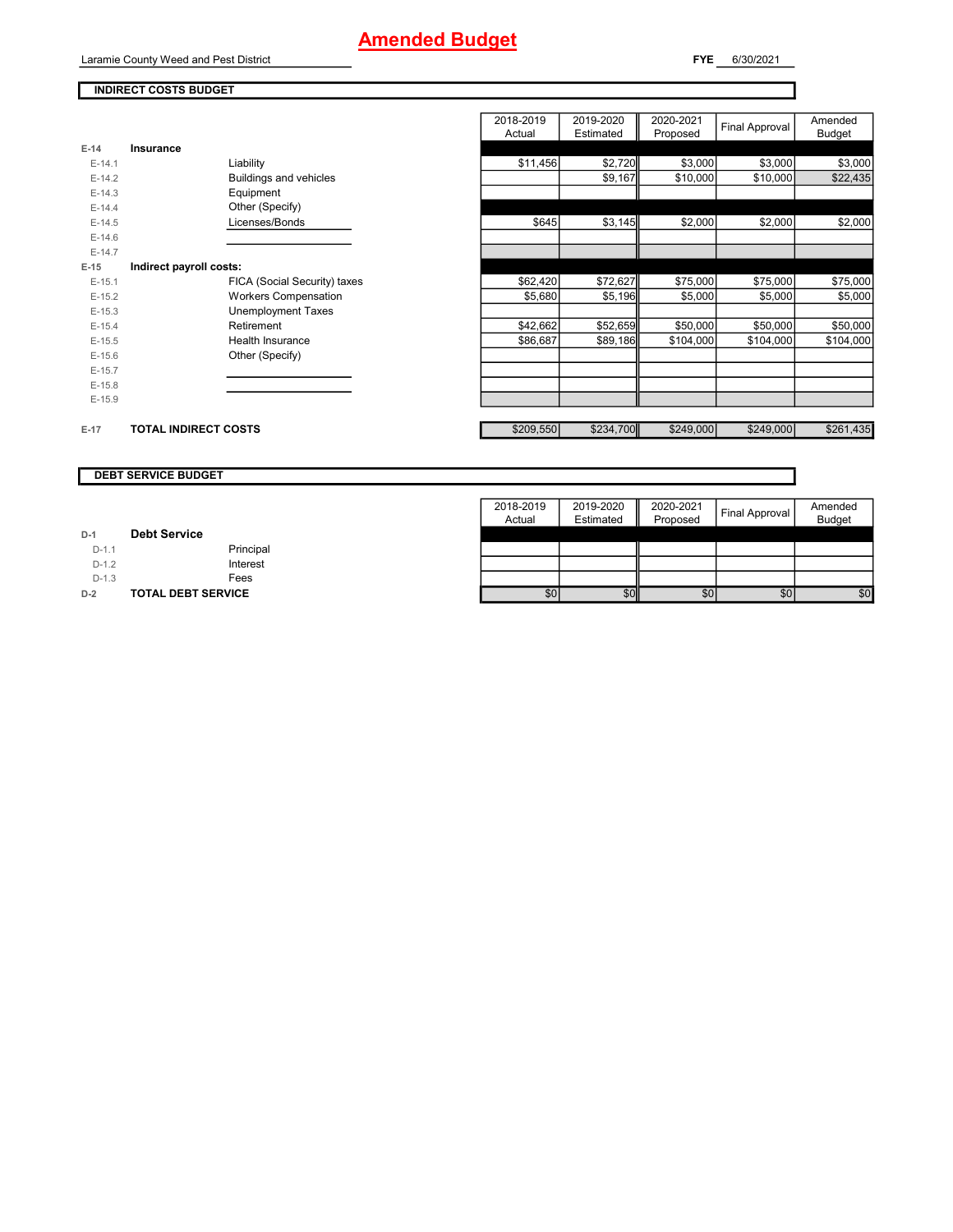# Amended Budget

Laramie County Weed and Pest District

**FYE** 6/30/2021

## INDIRECT COSTS BUDGET

| | | | 2018-2019 Actual | 2019-2020 Estimated | 2020-2021 Proposed | Final Approval | Amended Budget |
|---|---|---|---|---|---|---|---|
| E-14 | **Insurance** | | | | | | |
| E-14.1 | | Liability | $11,456 | $2,720 | $3,000 | $3,000 | $3,000 |
| E-14.2 | | Buildings and vehicles | | $9,167 | $10,000 | $10,000 | $22,435 |
| E-14.3 | | Equipment | | | | | |
| E-14.4 | | Other (Specify) | | | | | |
| E-14.5 | | Licenses/Bonds | $645 | $3,145 | $2,000 | $2,000 | $2,000 |
| E-14.6 | | | | | | | |
| E-14.7 | | | | | | | |
| E-15 | **Indirect payroll costs:** | | | | | | |
| E-15.1 | | FICA (Social Security) taxes | $62,420 | $72,627 | $75,000 | $75,000 | $75,000 |
| E-15.2 | | Workers Compensation | $5,680 | $5,196 | $5,000 | $5,000 | $5,000 |
| E-15.3 | | Unemployment Taxes | | | | | |
| E-15.4 | | Retirement | $42,662 | $52,659 | $50,000 | $50,000 | $50,000 |
| E-15.5 | | Health Insurance | $86,687 | $89,186 | $104,000 | $104,000 | $104,000 |
| E-15.6 | | Other (Specify) | | | | | |
| E-15.7 | | | | | | | |
| E-15.8 | | | | | | | |
| E-15.9 | | | | | | | |
| E-17 | **TOTAL INDIRECT COSTS** | | $209,550 | $234,700 | $249,000 | $249,000 | $261,435 |

## DEBT SERVICE BUDGET

| | | | 2018-2019 Actual | 2019-2020 Estimated | 2020-2021 Proposed | Final Approval | Amended Budget |
|---|---|---|---|---|---|---|---|
| D-1 | **Debt Service** | | | | | | |
| D-1.1 | | Principal | | | | | |
| D-1.2 | | Interest | | | | | |
| D-1.3 | | Fees | | | | | |
| D-2 | **TOTAL DEBT SERVICE** | | $0 | $0 | $0 | $0 | $0 |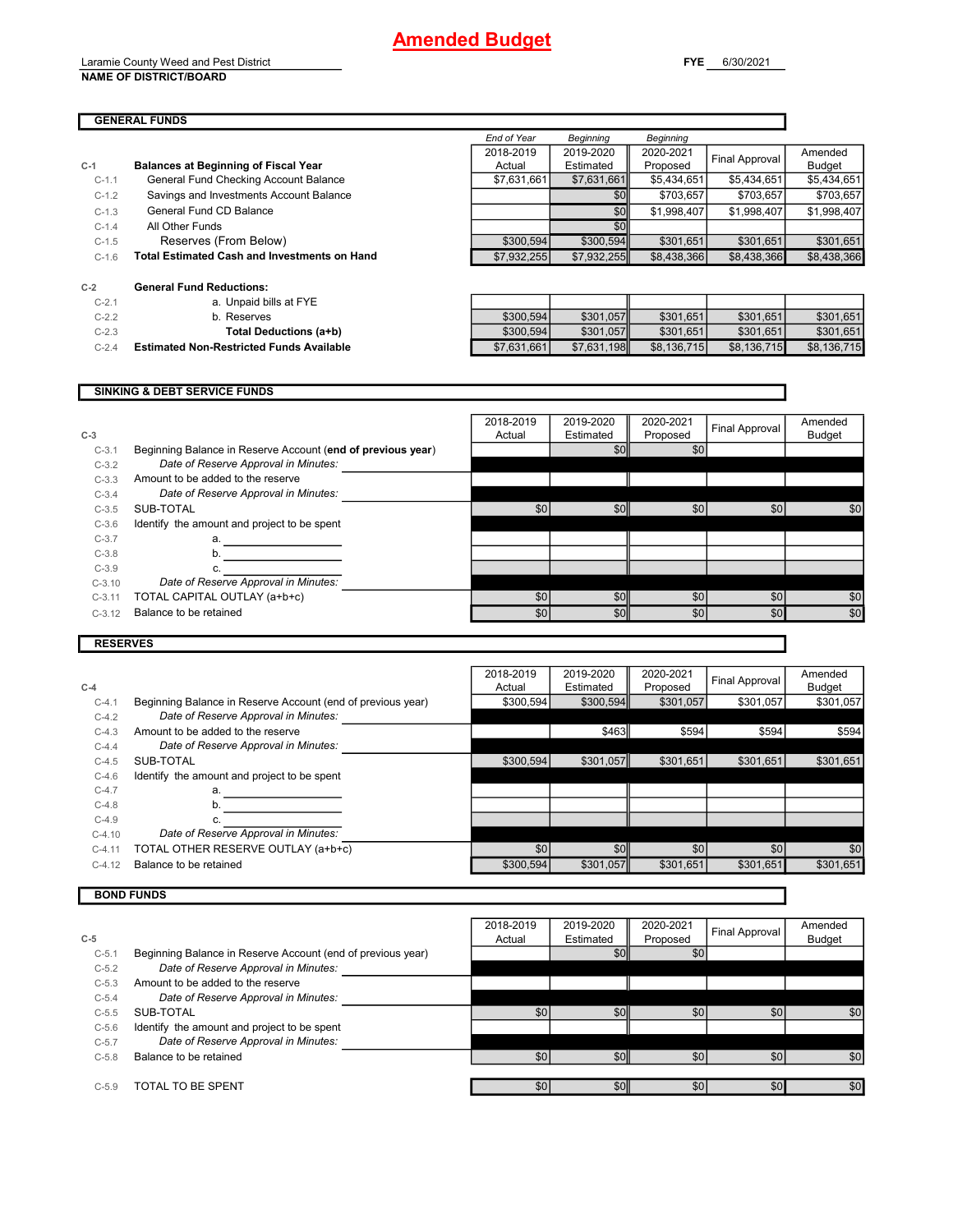# Amended Budget

Laramie County Weed and Pest District
**NAME OF DISTRICT/BOARD**

**FYE** 6/30/2021

## GENERAL FUNDS

| | | End of Year 2018-2019 Actual | Beginning 2019-2020 Estimated | Beginning 2020-2021 Proposed | Final Approval | Amended Budget |
|---|---|---|---|---|---|---|
| **C-1** | **Balances at Beginning of Fiscal Year** | | | | | |
| C-1.1 | General Fund Checking Account Balance | $7,631,661 | $7,631,661 | $5,434,651 | $5,434,651 | $5,434,651 |
| C-1.2 | Savings and Investments Account Balance | | $0 | $703,657 | $703,657 | $703,657 |
| C-1.3 | General Fund CD Balance | | $0 | $1,998,407 | $1,998,407 | $1,998,407 |
| C-1.4 | All Other Funds | | $0 | | | |
| C-1.5 | Reserves (From Below) | $300,594 | $300,594 | $301,651 | $301,651 | $301,651 |
| C-1.6 | **Total Estimated Cash and Investments on Hand** | $7,932,255 | $7,932,255 | $8,438,366 | $8,438,366 | $8,438,366 |
| **C-2** | **General Fund Reductions:** | | | | | |
| C-2.1 | a. Unpaid bills at FYE | | | | | |
| C-2.2 | b. Reserves | $300,594 | $301,057 | $301,651 | $301,651 | $301,651 |
| C-2.3 | **Total Deductions (a+b)** | $300,594 | $301,057 | $301,651 | $301,651 | $301,651 |
| C-2.4 | **Estimated Non-Restricted Funds Available** | $7,631,661 | $7,631,198 | $8,136,715 | $8,136,715 | $8,136,715 |

## SINKING & DEBT SERVICE FUNDS

| **C-3** | | 2018-2019 Actual | 2019-2020 Estimated | 2020-2021 Proposed | Final Approval | Amended Budget |
|---|---|---|---|---|---|---|
| C-3.1 | Beginning Balance in Reserve Account (**end of previous year**) | | $0 | $0 | | |
| C-3.2 | *Date of Reserve Approval in Minutes:* | | | | | |
| C-3.3 | Amount to be added to the reserve | | | | | |
| C-3.4 | *Date of Reserve Approval in Minutes:* | | | | | |
| C-3.5 | SUB-TOTAL | $0 | $0 | $0 | $0 | $0 |
| C-3.6 | Identify the amount and project to be spent | | | | | |
| C-3.7 | a. | | | | | |
| C-3.8 | b. | | | | | |
| C-3.9 | c. | | | | | |
| C-3.10 | *Date of Reserve Approval in Minutes:* | | | | | |
| C-3.11 | TOTAL CAPITAL OUTLAY (a+b+c) | $0 | $0 | $0 | $0 | $0 |
| C-3.12 | Balance to be retained | $0 | $0 | $0 | $0 | $0 |

## RESERVES

| **C-4** | | 2018-2019 Actual | 2019-2020 Estimated | 2020-2021 Proposed | Final Approval | Amended Budget |
|---|---|---|---|---|---|---|
| C-4.1 | Beginning Balance in Reserve Account (end of previous year) | $300,594 | $300,594 | $301,057 | $301,057 | $301,057 |
| C-4.2 | *Date of Reserve Approval in Minutes:* | | | | | |
| C-4.3 | Amount to be added to the reserve | | $463 | $594 | $594 | $594 |
| C-4.4 | *Date of Reserve Approval in Minutes:* | | | | | |
| C-4.5 | SUB-TOTAL | $300,594 | $301,057 | $301,651 | $301,651 | $301,651 |
| C-4.6 | Identify the amount and project to be spent | | | | | |
| C-4.7 | a. | | | | | |
| C-4.8 | b. | | | | | |
| C-4.9 | c. | | | | | |
| C-4.10 | *Date of Reserve Approval in Minutes:* | | | | | |
| C-4.11 | TOTAL OTHER RESERVE OUTLAY (a+b+c) | $0 | $0 | $0 | $0 | $0 |
| C-4.12 | Balance to be retained | $300,594 | $301,057 | $301,651 | $301,651 | $301,651 |

## BOND FUNDS

| **C-5** | | 2018-2019 Actual | 2019-2020 Estimated | 2020-2021 Proposed | Final Approval | Amended Budget |
|---|---|---|---|---|---|---|
| C-5.1 | Beginning Balance in Reserve Account (end of previous year) | | $0 | $0 | | |
| C-5.2 | *Date of Reserve Approval in Minutes:* | | | | | |
| C-5.3 | Amount to be added to the reserve | | | | | |
| C-5.4 | *Date of Reserve Approval in Minutes:* | | | | | |
| C-5.5 | SUB-TOTAL | $0 | $0 | $0 | $0 | $0 |
| C-5.6 | Identify the amount and project to be spent | | | | | |
| C-5.7 | *Date of Reserve Approval in Minutes:* | | | | | |
| C-5.8 | Balance to be retained | $0 | $0 | $0 | $0 | $0 |
| C-5.9 | TOTAL TO BE SPENT | $0 | $0 | $0 | $0 | $0 |